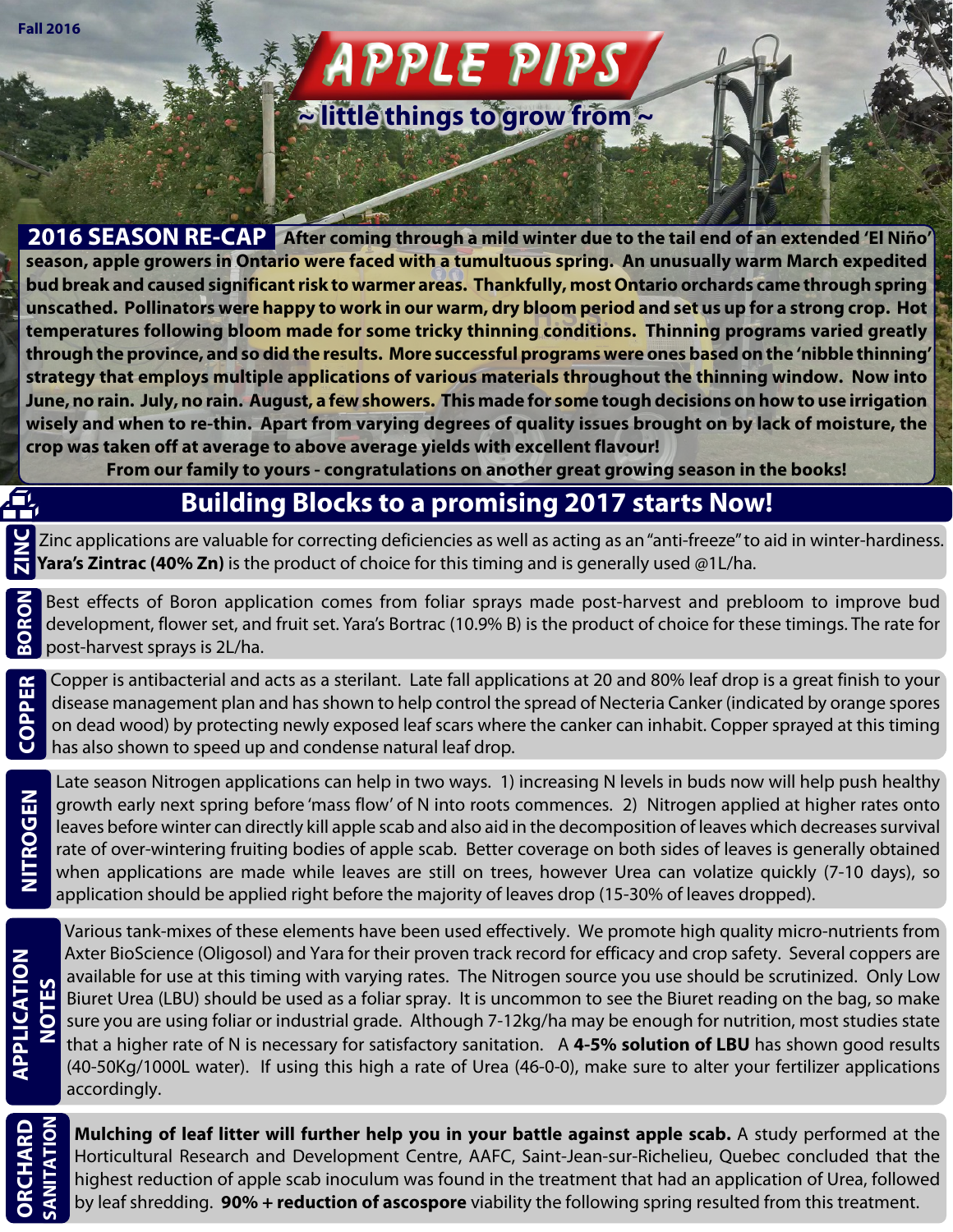Fall 2016

# APPLE PIPS

~ little things to grow from ~

## 2016 SEASON RE-CAP

**After coming through a mild winter due to the tail end of an extended 'El Niño' season, apple growers in Ontario were faced with a tumultuous spring. An unusually warm March expedited bud break and caused significant risk to warmer areas. Thankfully, most Ontario orchards came through spring unscathed. Pollinators were happy to work in our warm, dry bloom period and set us up for a strong crop. Hot temperatures following bloom made for some tricky thinning conditions. Thinning programs varied greatly through the province, and so did the results. More successful programs were ones based on the 'nibble thinning' strategy that employs multiple applications of various materials throughout the thinning window. Now into June, no rain. July, no rain. August, a few showers. This made for some tough decisions on how to use irrigation wisely and when to re-thin. Apart from varying degrees of quality issues brought on by lack of moisture, the crop was taken off at average to above average yields with excellent flavour!**

**From our family to yours - congratulations on another great growing season in the books!**

## Building Blocks to a promising 2017 starts Now!

### ZINC

Zinc applications are valuable for correcting deficiencies as well as acting as an "anti-freeze" to aid in winter-hardiness. **Yara's Zintrac (40% Zn)** is the product of choice for this timing and is generally used @1L/ha.

### BORON

Best effects of Boron application comes from foliar sprays made post-harvest and prebloom to improve bud development, flower set, and fruit set. Yara's Bortrac (10.9% B) is the product of choice for these timings. The rate for post-harvest sprays is 2L/ha.

### COPPER

Copper is antibacterial and acts as a sterilant. Late fall applications at 20 and 80% leaf drop is a great finish to your disease management plan and has shown to help control the spread of Necteria Canker (indicated by orange spores on dead wood) by protecting newly exposed leaf scars where the canker can inhabit. Copper sprayed at this timing has also shown to speed up and condense natural leaf drop.

### NITROGEN

Late season Nitrogen applications can help in two ways. 1) increasing N levels in buds now will help push healthy growth early next spring before 'mass flow' of N into roots commences. 2) Nitrogen applied at higher rates onto leaves before winter can directly kill apple scab and also aid in the decomposition of leaves which decreases survival rate of over-wintering fruiting bodies of apple scab. Better coverage on both sides of leaves is generally obtained when applications are made while leaves are still on trees, however Urea can volatize quickly (7-10 days), so application should be applied right before the majority of leaves drop (15-30% of leaves dropped).

### APPLICATION NOTES

Various tank-mixes of these elements have been used effectively. We promote high quality micro-nutrients from Axter BioScience (Oligosol) and Yara for their proven track record for efficacy and crop safety. Several coppers are available for use at this timing with varying rates. The Nitrogen source you use should be scrutinized. Only Low Biuret Urea (LBU) should be used as a foliar spray. It is uncommon to see the Biuret reading on the bag, so make sure you are using foliar or industrial grade. Although 7-12kg/ha may be enough for nutrition, most studies state that a higher rate of N is necessary for satisfactory sanitation. A **4-5% solution of LBU** has shown good results (40-50Kg/1000L water). If using this high a rate of Urea (46-0-0), make sure to alter your fertilizer applications accordingly.

### ORCHARD SANITATION

**Mulching of leaf litter will further help you in your battle against apple scab.** A study performed at the Horticultural Research and Development Centre, AAFC, Saint-Jean-sur-Richelieu, Quebec concluded that the highest reduction of apple scab inoculum was found in the treatment that had an application of Urea, followed by leaf shredding. **90% + reduction of ascospore** viability the following spring resulted from this treatment.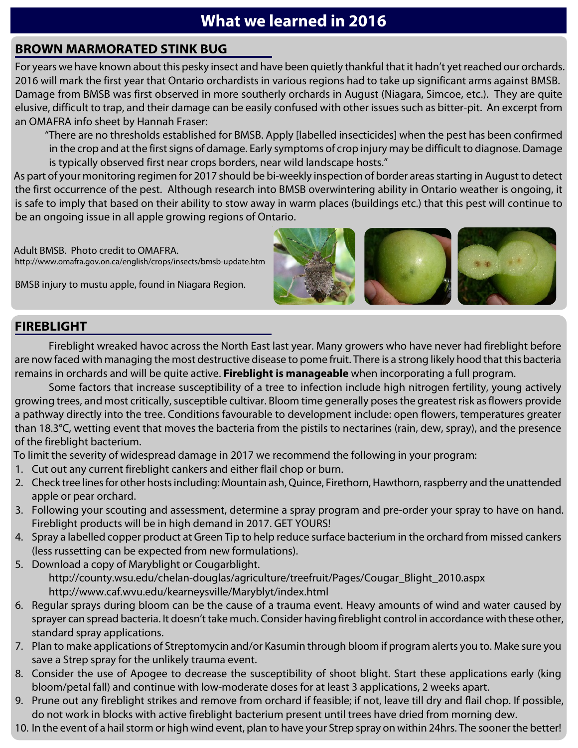# What we learned in 2016

## BROWN MARMORATED STINK BUG

For years we have known about this pesky insect and have been quietly thankful that it hadn't yet reached our orchards. 2016 will mark the first year that Ontario orchardists in various regions had to take up significant arms against BMSB. Damage from BMSB was first observed in more southerly orchards in August (Niagara, Simcoe, etc.). They are quite elusive, difficult to trap, and their damage can be easily confused with other issues such as bitter-pit. An excerpt from an OMAFRA info sheet by Hannah Fraser:

> "There are no thresholds established for BMSB. Apply [labelled insecticides] when the pest has been confirmed in the crop and at the first signs of damage. Early symptoms of crop injury may be difficult to diagnose. Damage is typically observed first near crops borders, near wild landscape hosts."

As part of your monitoring regimen for 2017 should be bi-weekly inspection of border areas starting in August to detect the first occurrence of the pest. Although research into BMSB overwintering ability in Ontario weather is ongoing, it is safe to imply that based on their ability to stow away in warm places (buildings etc.) that this pest will continue to be an ongoing issue in all apple growing regions of Ontario.

Adult BMSB. Photo credit to OMAFRA.
http://www.omafra.gov.on.ca/english/crops/insects/bmsb-update.htm

BMSB injury to mustu apple, found in Niagara Region.

## FIREBLIGHT

Fireblight wreaked havoc across the North East last year. Many growers who have never had fireblight before are now faced with managing the most destructive disease to pome fruit. There is a strong likely hood that this bacteria remains in orchards and will be quite active. **Fireblight is manageable** when incorporating a full program.

Some factors that increase susceptibility of a tree to infection include high nitrogen fertility, young actively growing trees, and most critically, susceptible cultivar. Bloom time generally poses the greatest risk as flowers provide a pathway directly into the tree. Conditions favourable to development include: open flowers, temperatures greater than 18.3°C, wetting event that moves the bacteria from the pistils to nectarines (rain, dew, spray), and the presence of the fireblight bacterium.

To limit the severity of widespread damage in 2017 we recommend the following in your program:

1. Cut out any current fireblight cankers and either flail chop or burn.
2. Check tree lines for other hosts including: Mountain ash, Quince, Firethorn, Hawthorn, raspberry and the unattended apple or pear orchard.
3. Following your scouting and assessment, determine a spray program and pre-order your spray to have on hand. Fireblight products will be in high demand in 2017. GET YOURS!
4. Spray a labelled copper product at Green Tip to help reduce surface bacterium in the orchard from missed cankers (less russetting can be expected from new formulations).
5. Download a copy of Maryblight or Cougarblight.
   http://county.wsu.edu/chelan-douglas/agriculture/treefruit/Pages/Cougar_Blight_2010.aspx
   http://www.caf.wvu.edu/kearneysville/Maryblyt/index.html
6. Regular sprays during bloom can be the cause of a trauma event. Heavy amounts of wind and water caused by sprayer can spread bacteria. It doesn't take much. Consider having fireblight control in accordance with these other, standard spray applications.
7. Plan to make applications of Streptomycin and/or Kasumin through bloom if program alerts you to. Make sure you save a Strep spray for the unlikely trauma event.
8. Consider the use of Apogee to decrease the susceptibility of shoot blight. Start these applications early (king bloom/petal fall) and continue with low-moderate doses for at least 3 applications, 2 weeks apart.
9. Prune out any fireblight strikes and remove from orchard if feasible; if not, leave till dry and flail chop. If possible, do not work in blocks with active fireblight bacterium present until trees have dried from morning dew.
10. In the event of a hail storm or high wind event, plan to have your Strep spray on within 24hrs. The sooner the better!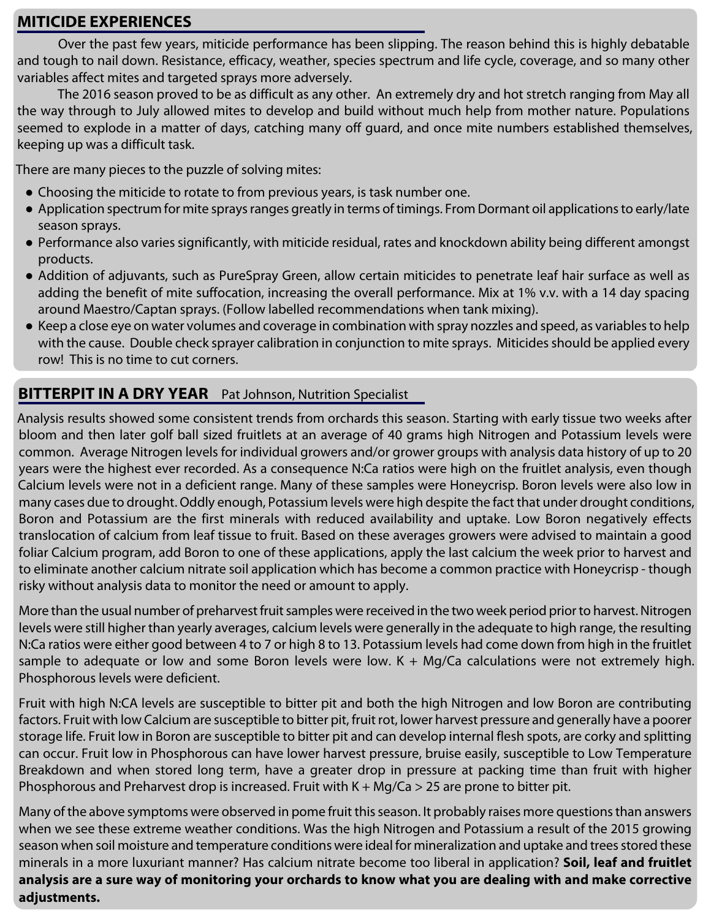## MITICIDE EXPERIENCES

Over the past few years, miticide performance has been slipping. The reason behind this is highly debatable and tough to nail down. Resistance, efficacy, weather, species spectrum and life cycle, coverage, and so many other variables affect mites and targeted sprays more adversely.

The 2016 season proved to be as difficult as any other. An extremely dry and hot stretch ranging from May all the way through to July allowed mites to develop and build without much help from mother nature. Populations seemed to explode in a matter of days, catching many off guard, and once mite numbers established themselves, keeping up was a difficult task.

There are many pieces to the puzzle of solving mites:

- Choosing the miticide to rotate to from previous years, is task number one.
- Application spectrum for mite sprays ranges greatly in terms of timings. From Dormant oil applications to early/late season sprays.
- Performance also varies significantly, with miticide residual, rates and knockdown ability being different amongst products.
- Addition of adjuvants, such as PureSpray Green, allow certain miticides to penetrate leaf hair surface as well as adding the benefit of mite suffocation, increasing the overall performance. Mix at 1% v.v. with a 14 day spacing around Maestro/Captan sprays. (Follow labelled recommendations when tank mixing).
- Keep a close eye on water volumes and coverage in combination with spray nozzles and speed, as variables to help with the cause. Double check sprayer calibration in conjunction to mite sprays. Miticides should be applied every row! This is no time to cut corners.

## BITTERPIT IN A DRY YEAR

Pat Johnson, Nutrition Specialist

Analysis results showed some consistent trends from orchards this season. Starting with early tissue two weeks after bloom and then later golf ball sized fruitlets at an average of 40 grams high Nitrogen and Potassium levels were common. Average Nitrogen levels for individual growers and/or grower groups with analysis data history of up to 20 years were the highest ever recorded. As a consequence N:Ca ratios were high on the fruitlet analysis, even though Calcium levels were not in a deficient range. Many of these samples were Honeycrisp. Boron levels were also low in many cases due to drought. Oddly enough, Potassium levels were high despite the fact that under drought conditions, Boron and Potassium are the first minerals with reduced availability and uptake. Low Boron negatively effects translocation of calcium from leaf tissue to fruit. Based on these averages growers were advised to maintain a good foliar Calcium program, add Boron to one of these applications, apply the last calcium the week prior to harvest and to eliminate another calcium nitrate soil application which has become a common practice with Honeycrisp - though risky without analysis data to monitor the need or amount to apply.

More than the usual number of preharvest fruit samples were received in the two week period prior to harvest. Nitrogen levels were still higher than yearly averages, calcium levels were generally in the adequate to high range, the resulting N:Ca ratios were either good between 4 to 7 or high 8 to 13. Potassium levels had come down from high in the fruitlet sample to adequate or low and some Boron levels were low. K + Mg/Ca calculations were not extremely high. Phosphorous levels were deficient.

Fruit with high N:CA levels are susceptible to bitter pit and both the high Nitrogen and low Boron are contributing factors. Fruit with low Calcium are susceptible to bitter pit, fruit rot, lower harvest pressure and generally have a poorer storage life. Fruit low in Boron are susceptible to bitter pit and can develop internal flesh spots, are corky and splitting can occur. Fruit low in Phosphorous can have lower harvest pressure, bruise easily, susceptible to Low Temperature Breakdown and when stored long term, have a greater drop in pressure at packing time than fruit with higher Phosphorous and Preharvest drop is increased. Fruit with K + Mg/Ca > 25 are prone to bitter pit.

Many of the above symptoms were observed in pome fruit this season. It probably raises more questions than answers when we see these extreme weather conditions. Was the high Nitrogen and Potassium a result of the 2015 growing season when soil moisture and temperature conditions were ideal for mineralization and uptake and trees stored these minerals in a more luxuriant manner? Has calcium nitrate become too liberal in application? **Soil, leaf and fruitlet analysis are a sure way of monitoring your orchards to know what you are dealing with and make corrective adjustments.**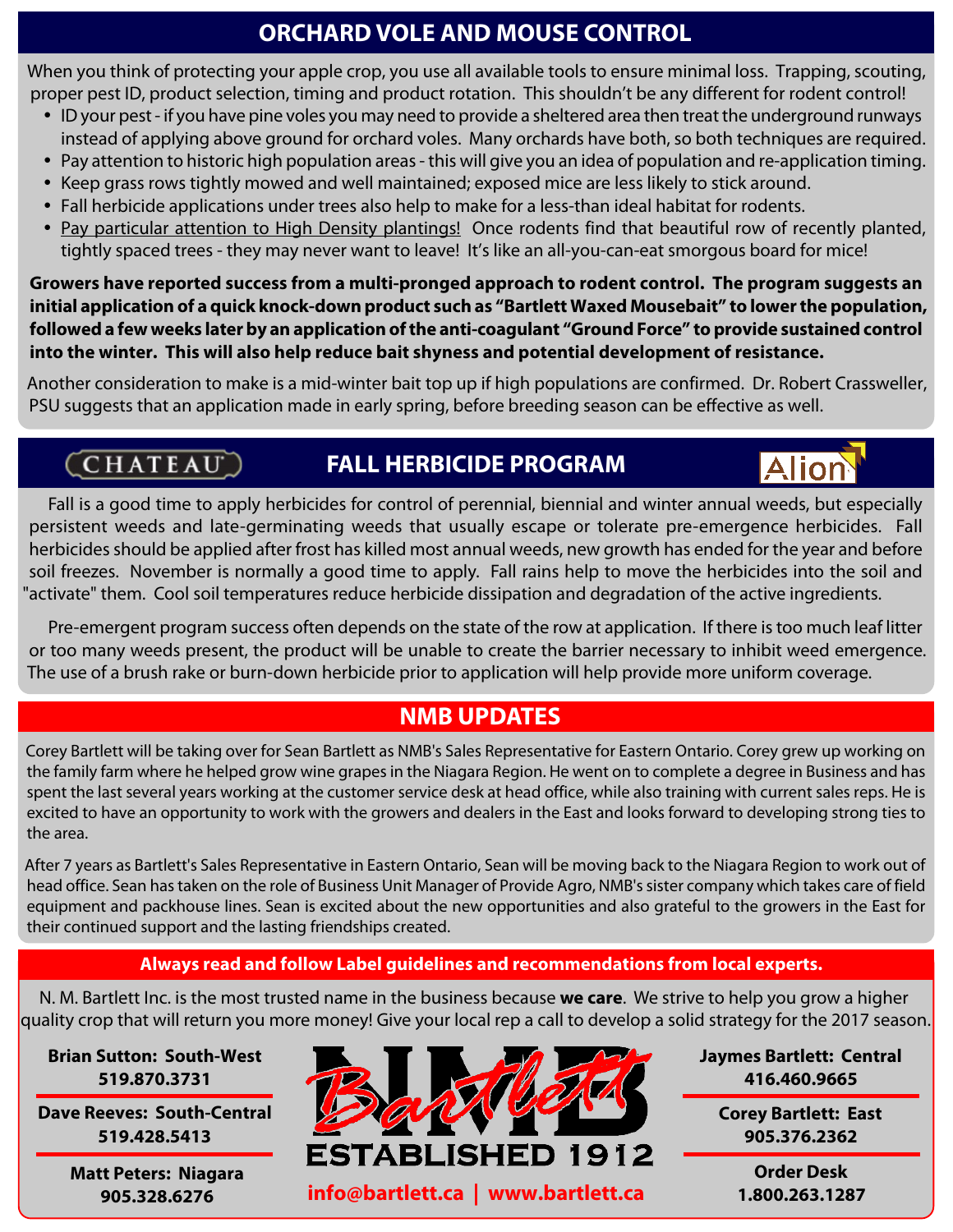## ORCHARD VOLE AND MOUSE CONTROL

When you think of protecting your apple crop, you use all available tools to ensure minimal loss. Trapping, scouting, proper pest ID, product selection, timing and product rotation. This shouldn't be any different for rodent control!

- ID your pest - if you have pine voles you may need to provide a sheltered area then treat the underground runways instead of applying above ground for orchard voles. Many orchards have both, so both techniques are required.
- Pay attention to historic high population areas - this will give you an idea of population and re-application timing.
- Keep grass rows tightly mowed and well maintained; exposed mice are less likely to stick around.
- Fall herbicide applications under trees also help to make for a less-than ideal habitat for rodents.
- Pay particular attention to High Density plantings! Once rodents find that beautiful row of recently planted, tightly spaced trees - they may never want to leave! It's like an all-you-can-eat smorgous board for mice!

**Growers have reported success from a multi-pronged approach to rodent control. The program suggests an initial application of a quick knock-down product such as "Bartlett Waxed Mousebait" to lower the population, followed a few weeks later by an application of the anti-coagulant "Ground Force" to provide sustained control into the winter. This will also help reduce bait shyness and potential development of resistance.**

Another consideration to make is a mid-winter bait top up if high populations are confirmed. Dr. Robert Crassweller, PSU suggests that an application made in early spring, before breeding season can be effective as well.

## CHATEAU FALL HERBICIDE PROGRAM Alion

Fall is a good time to apply herbicides for control of perennial, biennial and winter annual weeds, but especially persistent weeds and late-germinating weeds that usually escape or tolerate pre-emergence herbicides. Fall herbicides should be applied after frost has killed most annual weeds, new growth has ended for the year and before soil freezes. November is normally a good time to apply. Fall rains help to move the herbicides into the soil and "activate" them. Cool soil temperatures reduce herbicide dissipation and degradation of the active ingredients.

Pre-emergent program success often depends on the state of the row at application. If there is too much leaf litter or too many weeds present, the product will be unable to create the barrier necessary to inhibit weed emergence. The use of a brush rake or burn-down herbicide prior to application will help provide more uniform coverage.

## NMB UPDATES

Corey Bartlett will be taking over for Sean Bartlett as NMB's Sales Representative for Eastern Ontario. Corey grew up working on the family farm where he helped grow wine grapes in the Niagara Region. He went on to complete a degree in Business and has spent the last several years working at the customer service desk at head office, while also training with current sales reps. He is excited to have an opportunity to work with the growers and dealers in the East and looks forward to developing strong ties to the area.

After 7 years as Bartlett's Sales Representative in Eastern Ontario, Sean will be moving back to the Niagara Region to work out of head office. Sean has taken on the role of Business Unit Manager of Provide Agro, NMB's sister company which takes care of field equipment and packhouse lines. Sean is excited about the new opportunities and also grateful to the growers in the East for their continued support and the lasting friendships created.

**Always read and follow Label guidelines and recommendations from local experts.**

N. M. Bartlett Inc. is the most trusted name in the business because **we care**. We strive to help you grow a higher quality crop that will return you more money! Give your local rep a call to develop a solid strategy for the 2017 season.

**Brian Sutton: South-West**
**519.870.3731**

**Dave Reeves: South-Central**
**519.428.5413**

**Matt Peters: Niagara**
**905.328.6276**

NMB Bartlett
ESTABLISHED 1912

**info@bartlett.ca | www.bartlett.ca**

**Jaymes Bartlett: Central**
**416.460.9665**

**Corey Bartlett: East**
**905.376.2362**

**Order Desk**
**1.800.263.1287**